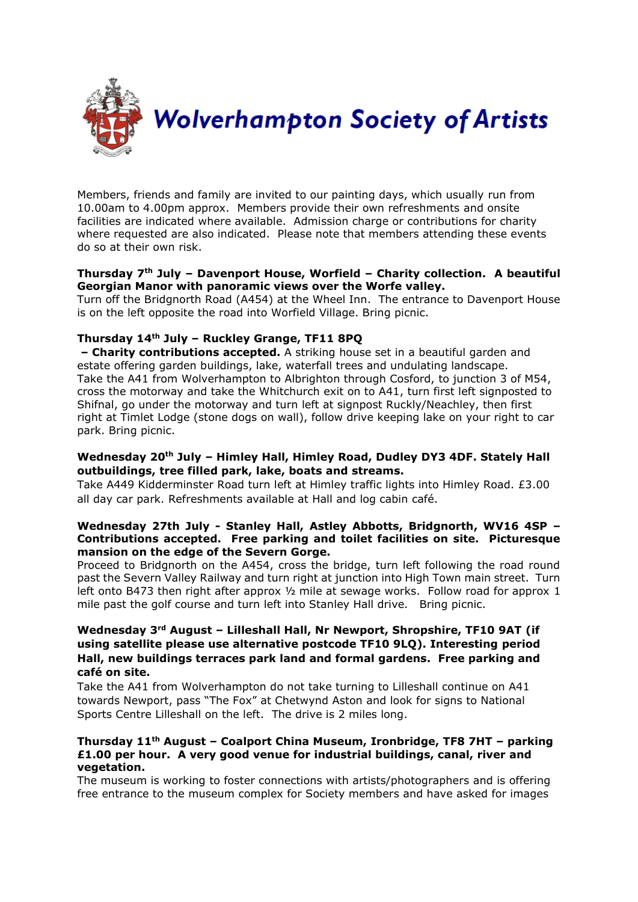# Wolverhampton Society of Artists

Members, friends and family are invited to our painting days, which usually run from 10.00am to 4.00pm approx. Members provide their own refreshments and onsite facilities are indicated where available. Admission charge or contributions for charity where requested are also indicated. Please note that members attending these events do so at their own risk.

**Thursday 7th July – Davenport House, Worfield – Charity collection. A beautiful Georgian Manor with panoramic views over the Worfe valley.**
Turn off the Bridgnorth Road (A454) at the Wheel Inn. The entrance to Davenport House is on the left opposite the road into Worfield Village. Bring picnic.

**Thursday 14th July – Ruckley Grange, TF11 8PQ – Charity contributions accepted.** A striking house set in a beautiful garden and estate offering garden buildings, lake, waterfall trees and undulating landscape.
Take the A41 from Wolverhampton to Albrighton through Cosford, to junction 3 of M54, cross the motorway and take the Whitchurch exit on to A41, turn first left signposted to Shifnal, go under the motorway and turn left at signpost Ruckly/Neachley, then first right at Timlet Lodge (stone dogs on wall), follow drive keeping lake on your right to car park. Bring picnic.

**Wednesday 20th July – Himley Hall, Himley Road, Dudley DY3 4DF. Stately Hall outbuildings, tree filled park, lake, boats and streams.**
Take A449 Kidderminster Road turn left at Himley traffic lights into Himley Road. £3.00 all day car park. Refreshments available at Hall and log cabin café.

**Wednesday 27th July - Stanley Hall, Astley Abbotts, Bridgnorth, WV16 4SP – Contributions accepted. Free parking and toilet facilities on site. Picturesque mansion on the edge of the Severn Gorge.**
Proceed to Bridgnorth on the A454, cross the bridge, turn left following the road round past the Severn Valley Railway and turn right at junction into High Town main street. Turn left onto B473 then right after approx ½ mile at sewage works. Follow road for approx 1 mile past the golf course and turn left into Stanley Hall drive. Bring picnic.

**Wednesday 3rd August – Lilleshall Hall, Nr Newport, Shropshire, TF10 9AT (if using satellite please use alternative postcode TF10 9LQ). Interesting period Hall, new buildings terraces park land and formal gardens. Free parking and café on site.**
Take the A41 from Wolverhampton do not take turning to Lilleshall continue on A41 towards Newport, pass "The Fox" at Chetwynd Aston and look for signs to National Sports Centre Lilleshall on the left. The drive is 2 miles long.

**Thursday 11th August – Coalport China Museum, Ironbridge, TF8 7HT – parking £1.00 per hour. A very good venue for industrial buildings, canal, river and vegetation.**
The museum is working to foster connections with artists/photographers and is offering free entrance to the museum complex for Society members and have asked for images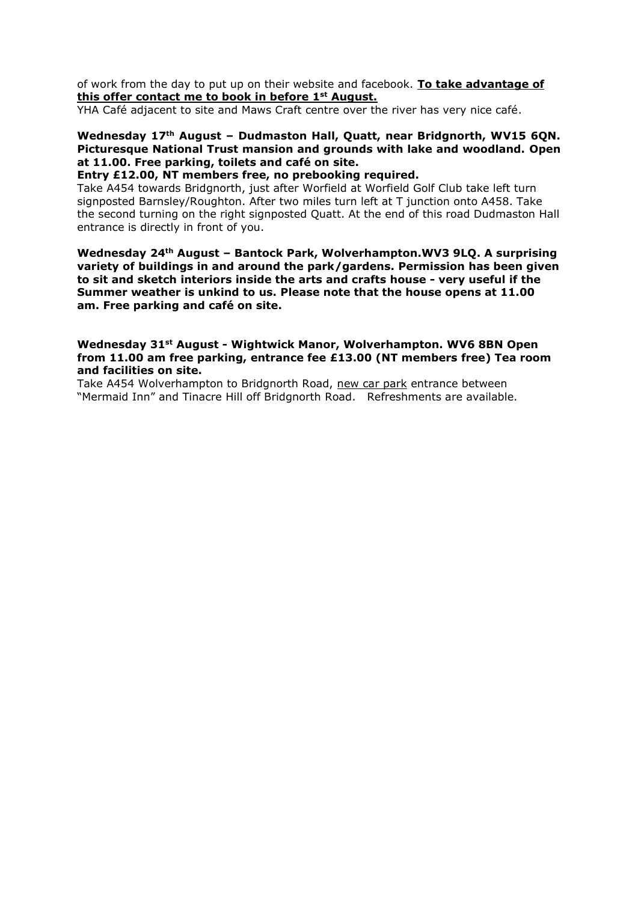of work from the day to put up on their website and facebook. **To take advantage of this offer contact me to book in before 1st August.**

YHA Café adjacent to site and Maws Craft centre over the river has very nice café.

**Wednesday 17th August – Dudmaston Hall, Quatt, near Bridgnorth, WV15 6QN. Picturesque National Trust mansion and grounds with lake and woodland. Open at 11.00. Free parking, toilets and café on site.**

**Entry £12.00, NT members free, no prebooking required.**

Take A454 towards Bridgnorth, just after Worfield at Worfield Golf Club take left turn signposted Barnsley/Roughton. After two miles turn left at T junction onto A458. Take the second turning on the right signposted Quatt. At the end of this road Dudmaston Hall entrance is directly in front of you.

**Wednesday 24th August – Bantock Park, Wolverhampton.WV3 9LQ. A surprising variety of buildings in and around the park/gardens. Permission has been given to sit and sketch interiors inside the arts and crafts house - very useful if the Summer weather is unkind to us. Please note that the house opens at 11.00 am. Free parking and café on site.**

**Wednesday 31st August - Wightwick Manor, Wolverhampton. WV6 8BN Open from 11.00 am free parking, entrance fee £13.00 (NT members free) Tea room and facilities on site.**

Take A454 Wolverhampton to Bridgnorth Road, new car park entrance between "Mermaid Inn" and Tinacre Hill off Bridgnorth Road. Refreshments are available.